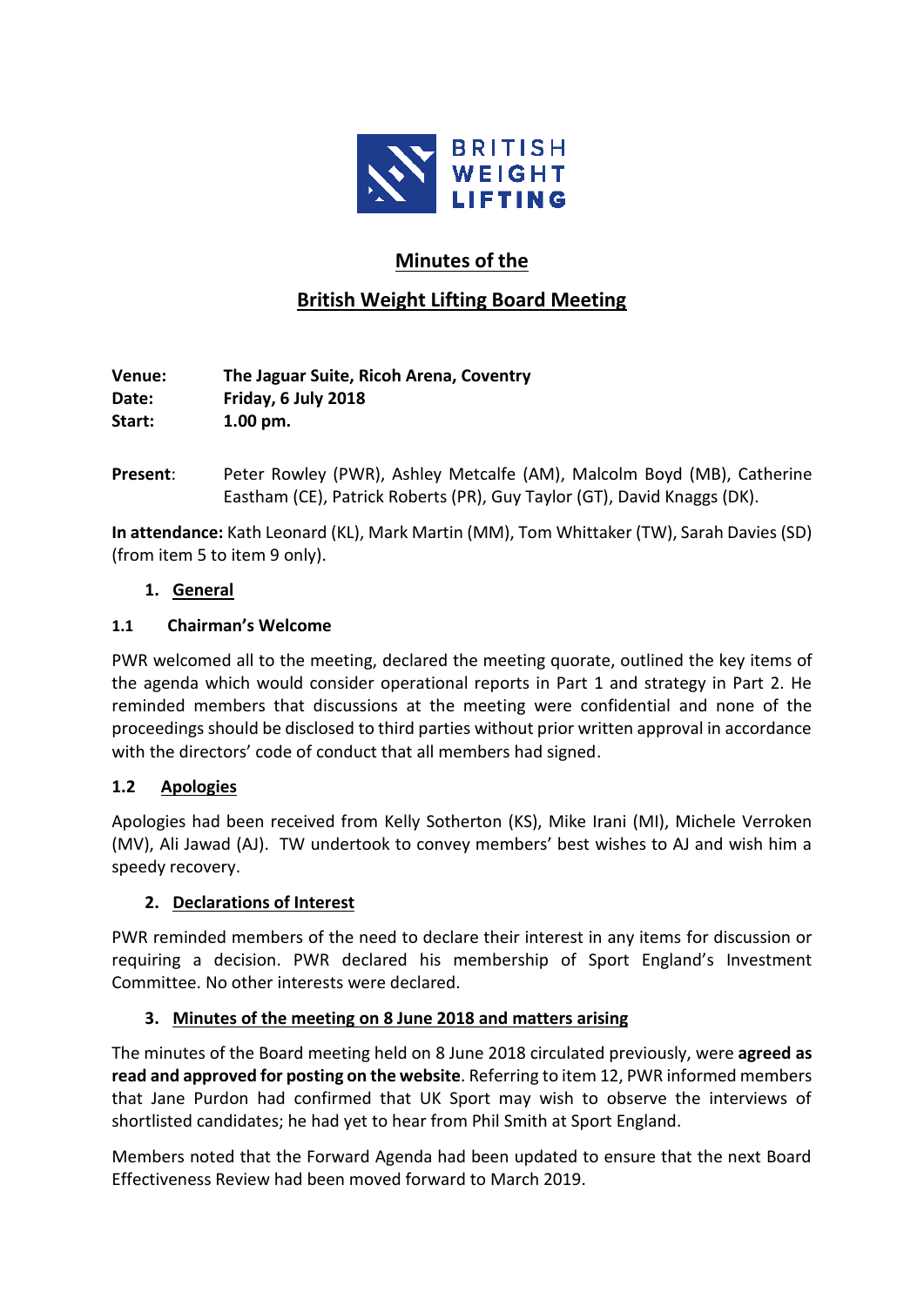BRITISH WEIGHT LIFTING

# Minutes of the

# British Weight Lifting Board Meeting

**Venue:** **The Jaguar Suite, Ricoh Arena, Coventry**
**Date:** **Friday, 6 July 2018**
**Start:** **1.00 pm.**

**Present**: Peter Rowley (PWR), Ashley Metcalfe (AM), Malcolm Boyd (MB), Catherine Eastham (CE), Patrick Roberts (PR), Guy Taylor (GT), David Knaggs (DK).

**In attendance:** Kath Leonard (KL), Mark Martin (MM), Tom Whittaker (TW), Sarah Davies (SD) (from item 5 to item 9 only).

## 1. General

### 1.1 Chairman's Welcome

PWR welcomed all to the meeting, declared the meeting quorate, outlined the key items of the agenda which would consider operational reports in Part 1 and strategy in Part 2. He reminded members that discussions at the meeting were confidential and none of the proceedings should be disclosed to third parties without prior written approval in accordance with the directors' code of conduct that all members had signed.

### 1.2 Apologies

Apologies had been received from Kelly Sotherton (KS), Mike Irani (MI), Michele Verroken (MV), Ali Jawad (AJ). TW undertook to convey members' best wishes to AJ and wish him a speedy recovery.

## 2. Declarations of Interest

PWR reminded members of the need to declare their interest in any items for discussion or requiring a decision. PWR declared his membership of Sport England's Investment Committee. No other interests were declared.

## 3. Minutes of the meeting on 8 June 2018 and matters arising

The minutes of the Board meeting held on 8 June 2018 circulated previously, were **agreed as read and approved for posting on the website**. Referring to item 12, PWR informed members that Jane Purdon had confirmed that UK Sport may wish to observe the interviews of shortlisted candidates; he had yet to hear from Phil Smith at Sport England.

Members noted that the Forward Agenda had been updated to ensure that the next Board Effectiveness Review had been moved forward to March 2019.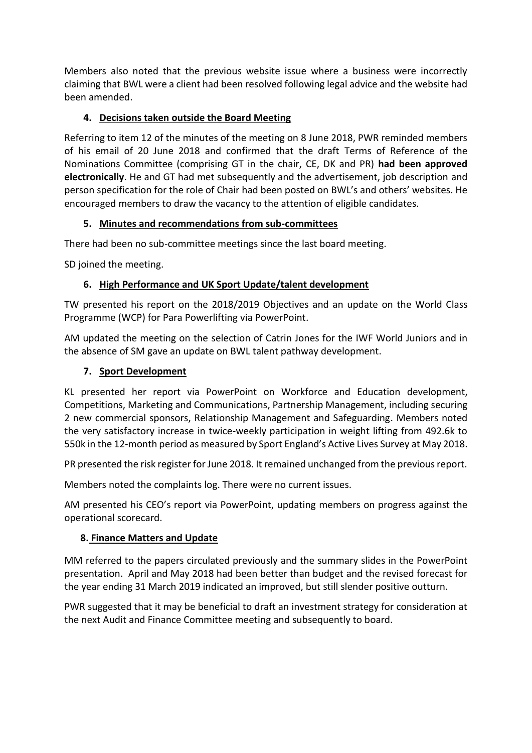Members also noted that the previous website issue where a business were incorrectly claiming that BWL were a client had been resolved following legal advice and the website had been amended.

## 4. Decisions taken outside the Board Meeting

Referring to item 12 of the minutes of the meeting on 8 June 2018, PWR reminded members of his email of 20 June 2018 and confirmed that the draft Terms of Reference of the Nominations Committee (comprising GT in the chair, CE, DK and PR) **had been approved electronically**. He and GT had met subsequently and the advertisement, job description and person specification for the role of Chair had been posted on BWL's and others' websites. He encouraged members to draw the vacancy to the attention of eligible candidates.

## 5. Minutes and recommendations from sub-committees

There had been no sub-committee meetings since the last board meeting.

SD joined the meeting.

## 6. High Performance and UK Sport Update/talent development

TW presented his report on the 2018/2019 Objectives and an update on the World Class Programme (WCP) for Para Powerlifting via PowerPoint.

AM updated the meeting on the selection of Catrin Jones for the IWF World Juniors and in the absence of SM gave an update on BWL talent pathway development.

## 7. Sport Development

KL presented her report via PowerPoint on Workforce and Education development, Competitions, Marketing and Communications, Partnership Management, including securing 2 new commercial sponsors, Relationship Management and Safeguarding. Members noted the very satisfactory increase in twice-weekly participation in weight lifting from 492.6k to 550k in the 12-month period as measured by Sport England's Active Lives Survey at May 2018.

PR presented the risk register for June 2018. It remained unchanged from the previous report.

Members noted the complaints log. There were no current issues.

AM presented his CEO's report via PowerPoint, updating members on progress against the operational scorecard.

## 8. Finance Matters and Update

MM referred to the papers circulated previously and the summary slides in the PowerPoint presentation. April and May 2018 had been better than budget and the revised forecast for the year ending 31 March 2019 indicated an improved, but still slender positive outturn.

PWR suggested that it may be beneficial to draft an investment strategy for consideration at the next Audit and Finance Committee meeting and subsequently to board.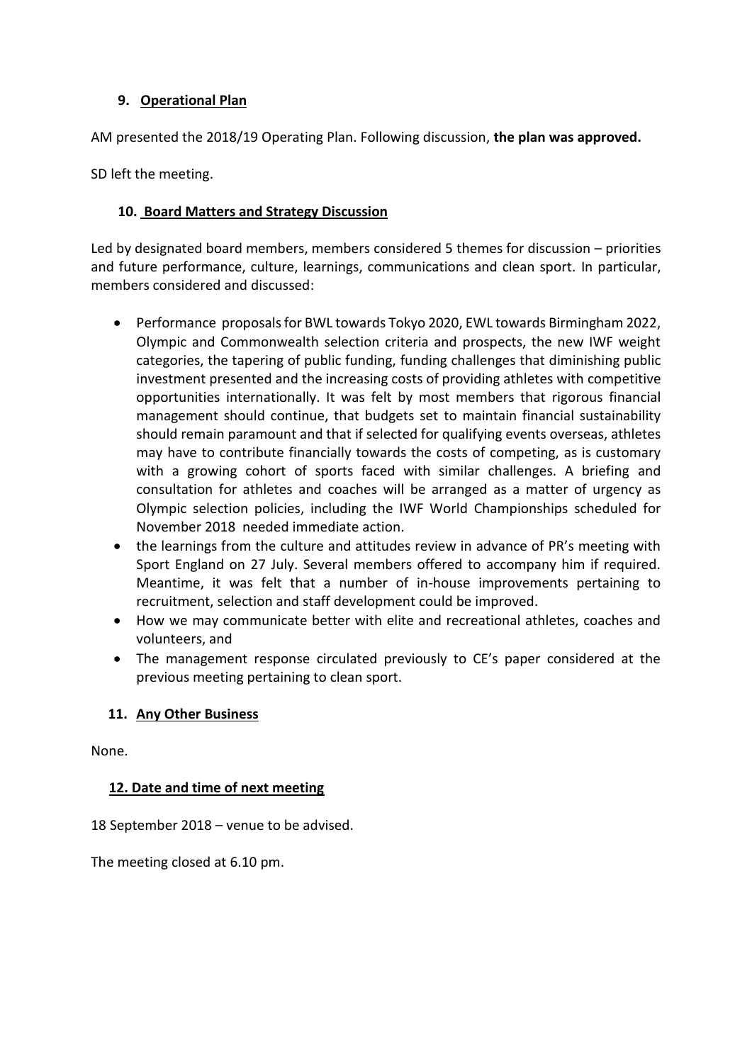## 9. Operational Plan

AM presented the 2018/19 Operating Plan. Following discussion, **the plan was approved.**

SD left the meeting.

## 10. Board Matters and Strategy Discussion

Led by designated board members, members considered 5 themes for discussion – priorities and future performance, culture, learnings, communications and clean sport. In particular, members considered and discussed:

- Performance proposals for BWL towards Tokyo 2020, EWL towards Birmingham 2022, Olympic and Commonwealth selection criteria and prospects, the new IWF weight categories, the tapering of public funding, funding challenges that diminishing public investment presented and the increasing costs of providing athletes with competitive opportunities internationally. It was felt by most members that rigorous financial management should continue, that budgets set to maintain financial sustainability should remain paramount and that if selected for qualifying events overseas, athletes may have to contribute financially towards the costs of competing, as is customary with a growing cohort of sports faced with similar challenges. A briefing and consultation for athletes and coaches will be arranged as a matter of urgency as Olympic selection policies, including the IWF World Championships scheduled for November 2018 needed immediate action.
- the learnings from the culture and attitudes review in advance of PR's meeting with Sport England on 27 July. Several members offered to accompany him if required. Meantime, it was felt that a number of in-house improvements pertaining to recruitment, selection and staff development could be improved.
- How we may communicate better with elite and recreational athletes, coaches and volunteers, and
- The management response circulated previously to CE's paper considered at the previous meeting pertaining to clean sport.

## 11. Any Other Business

None.

## 12. Date and time of next meeting

18 September 2018 – venue to be advised.

The meeting closed at 6.10 pm.